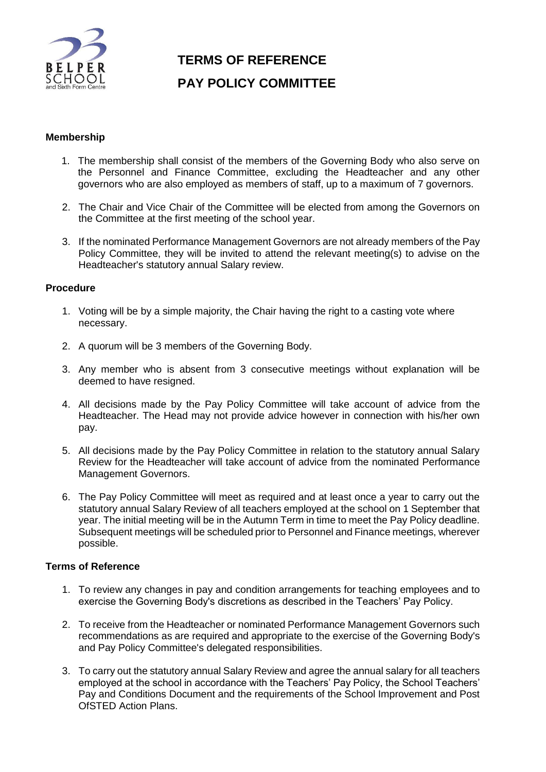# TERMS OF REFERENCE

# PAY POLICY COMMITTEE

## Membership

1. The membership shall consist of the members of the Governing Body who also serve on the Personnel and Finance Committee, excluding the Headteacher and any other governors who are also employed as members of staff, up to a maximum of 7 governors.

2. The Chair and Vice Chair of the Committee will be elected from among the Governors on the Committee at the first meeting of the school year.

3. If the nominated Performance Management Governors are not already members of the Pay Policy Committee, they will be invited to attend the relevant meeting(s) to advise on the Headteacher's statutory annual Salary review.

## Procedure

1. Voting will be by a simple majority, the Chair having the right to a casting vote where necessary.

2. A quorum will be 3 members of the Governing Body.

3. Any member who is absent from 3 consecutive meetings without explanation will be deemed to have resigned.

4. All decisions made by the Pay Policy Committee will take account of advice from the Headteacher. The Head may not provide advice however in connection with his/her own pay.

5. All decisions made by the Pay Policy Committee in relation to the statutory annual Salary Review for the Headteacher will take account of advice from the nominated Performance Management Governors.

6. The Pay Policy Committee will meet as required and at least once a year to carry out the statutory annual Salary Review of all teachers employed at the school on 1 September that year. The initial meeting will be in the Autumn Term in time to meet the Pay Policy deadline. Subsequent meetings will be scheduled prior to Personnel and Finance meetings, wherever possible.

## Terms of Reference

1. To review any changes in pay and condition arrangements for teaching employees and to exercise the Governing Body's discretions as described in the Teachers' Pay Policy.

2. To receive from the Headteacher or nominated Performance Management Governors such recommendations as are required and appropriate to the exercise of the Governing Body's and Pay Policy Committee's delegated responsibilities.

3. To carry out the statutory annual Salary Review and agree the annual salary for all teachers employed at the school in accordance with the Teachers' Pay Policy, the School Teachers' Pay and Conditions Document and the requirements of the School Improvement and Post OfSTED Action Plans.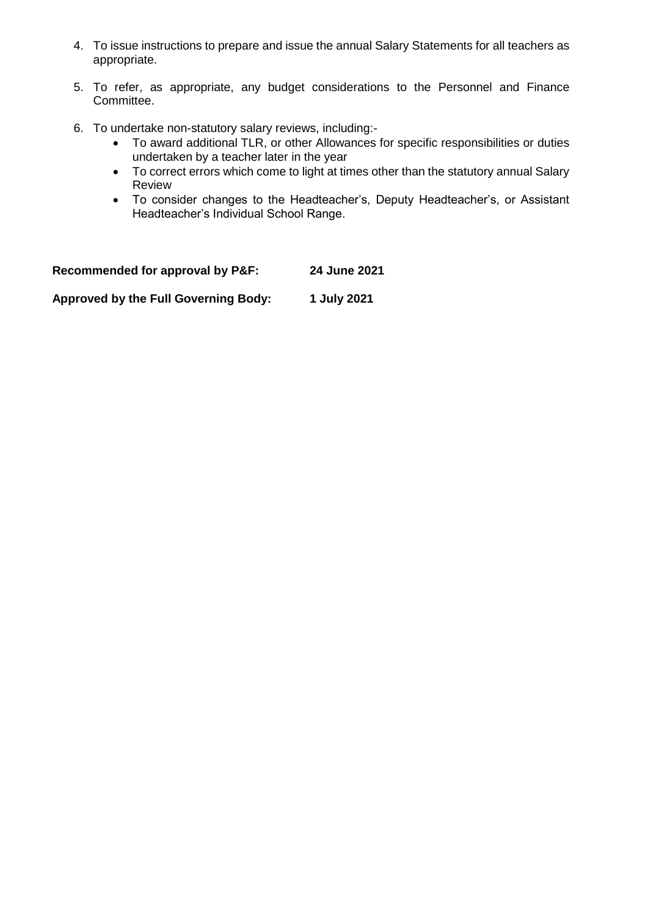4. To issue instructions to prepare and issue the annual Salary Statements for all teachers as appropriate.

5. To refer, as appropriate, any budget considerations to the Personnel and Finance Committee.

6. To undertake non-statutory salary reviews, including:-
   - To award additional TLR, or other Allowances for specific responsibilities or duties undertaken by a teacher later in the year
   - To correct errors which come to light at times other than the statutory annual Salary Review
   - To consider changes to the Headteacher's, Deputy Headteacher's, or Assistant Headteacher's Individual School Range.

**Recommended for approval by P&F:** **24 June 2021**

**Approved by the Full Governing Body:** **1 July 2021**